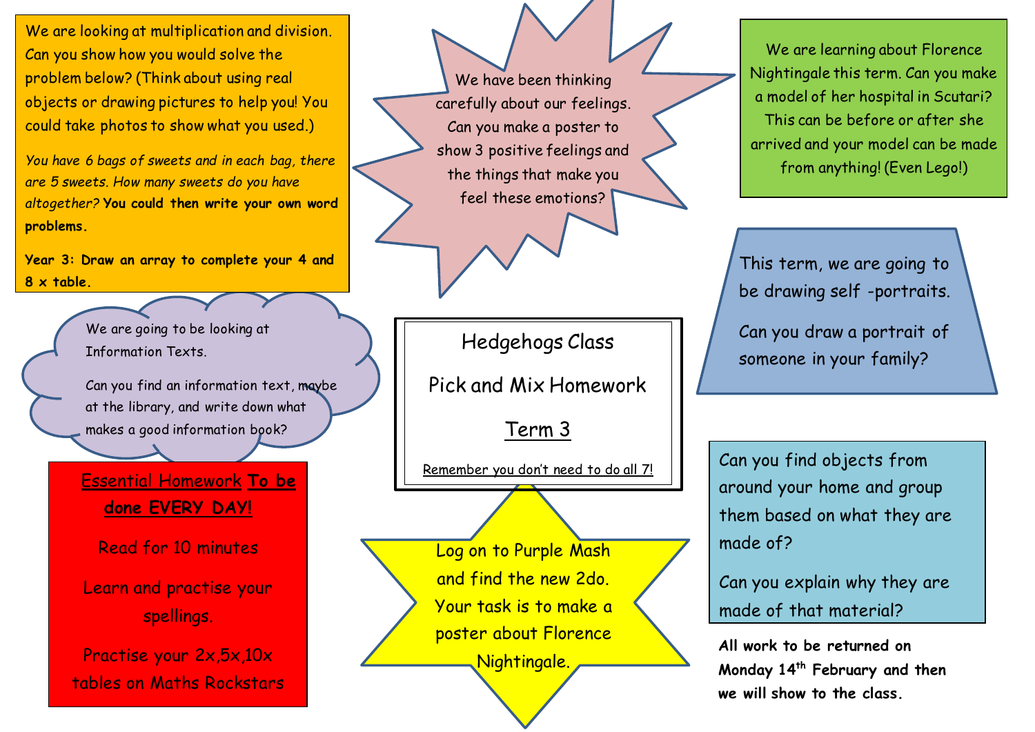# Hedgehogs Class

## Pick and Mix Homework

## Term 3

Remember you don't need to do all 7!

---

We are looking at multiplication and division. Can you show how you would solve the problem below? (Think about using real objects or drawing pictures to help you! You could take photos to show what you used.)

*You have 6 bags of sweets and in each bag, there are 5 sweets. How many sweets do you have altogether?* **You could then write your own word problems.**

**Year 3: Draw an array to complete your 4 and 8 x table.**

---

We have been thinking carefully about our feelings. Can you make a poster to show 3 positive feelings and the things that make you feel these emotions?

---

We are learning about Florence Nightingale this term. Can you make a model of her hospital in Scutari? This can be before or after she arrived and your model can be made from anything! (Even Lego!)

---

We are going to be looking at Information Texts.

Can you find an information text, maybe at the library, and write down what makes a good information book?

---

This term, we are going to be drawing self -portraits.

Can you draw a portrait of someone in your family?

---

**Essential Homework To be done EVERY DAY!**

Read for 10 minutes

Learn and practise your spellings.

Practise your 2x,5x,10x tables on Maths Rockstars

---

Log on to Purple Mash and find the new 2do. Your task is to make a poster about Florence Nightingale.

---

Can you find objects from around your home and group them based on what they are made of?

Can you explain why they are made of that material?

---

**All work to be returned on Monday 14th February and then we will show to the class.**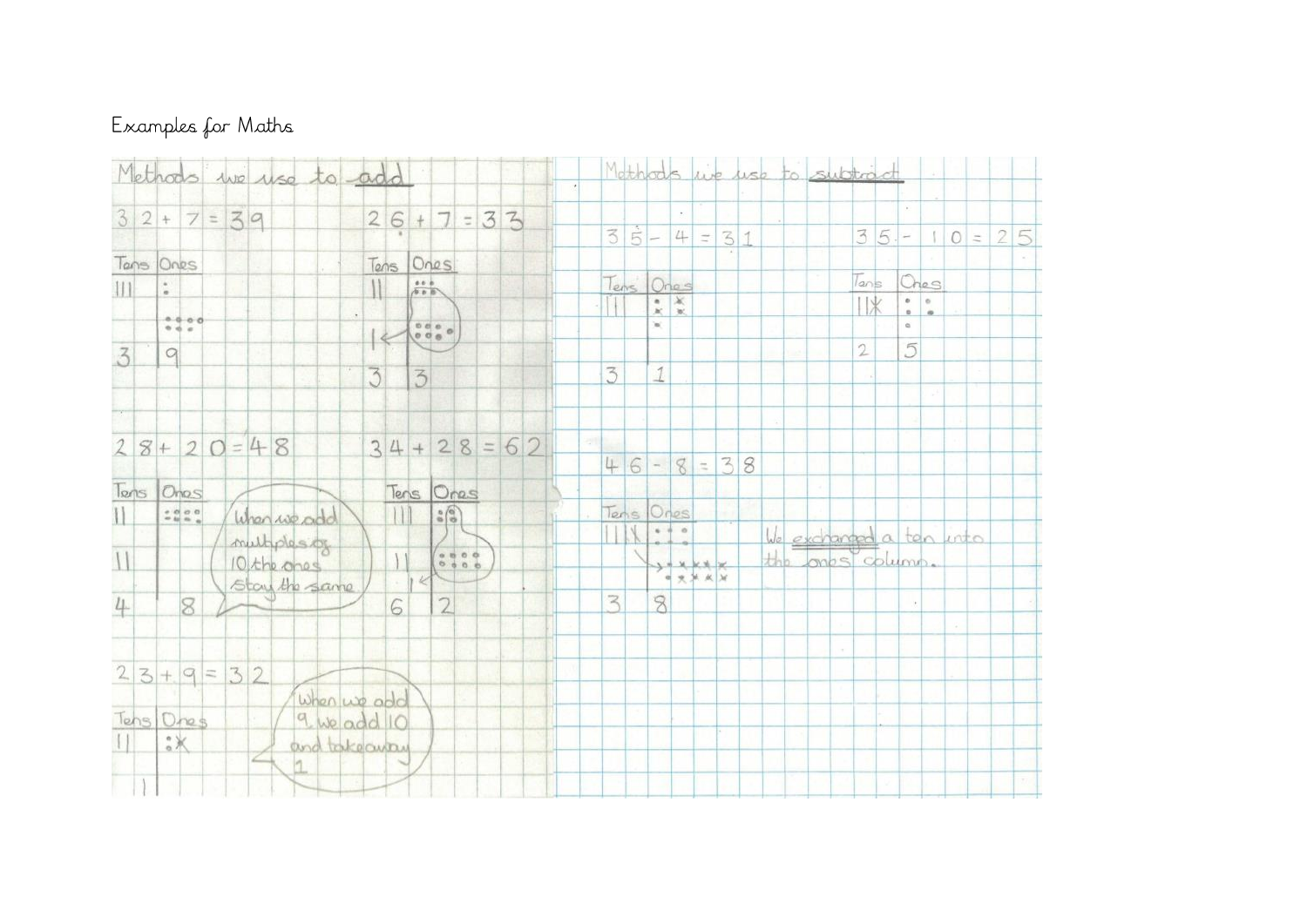Examples for Maths

## Methods we use to add

$32 + 7 = 39$

| Tens | Ones |
|---|---|
| 3 | 9 |

$26 + 7 = 33$

| Tens | Ones |
|---|---|
| 3 | 3 |

$28 + 20 = 48$

| Tens | Ones |
|---|---|
| 4 | 8 |

When we add multiples of 10 the ones stay the same

$34 + 28 = 62$

| Tens | Ones |
|---|---|
| 6 | 2 |

$23 + 9 = 32$

When we add 9, we add 10 and take away 1

## Methods we use to subtract

$35 - 4 = 31$

| Tens | Ones |
|---|---|
| 3 | 1 |

$35 - 10 = 25$

| Tens | Ones |
|---|---|
| 2 | 5 |

$46 - 8 = 38$

| Tens | Ones |
|---|---|
| 3 | 8 |

We exchanged a ten into the ones column.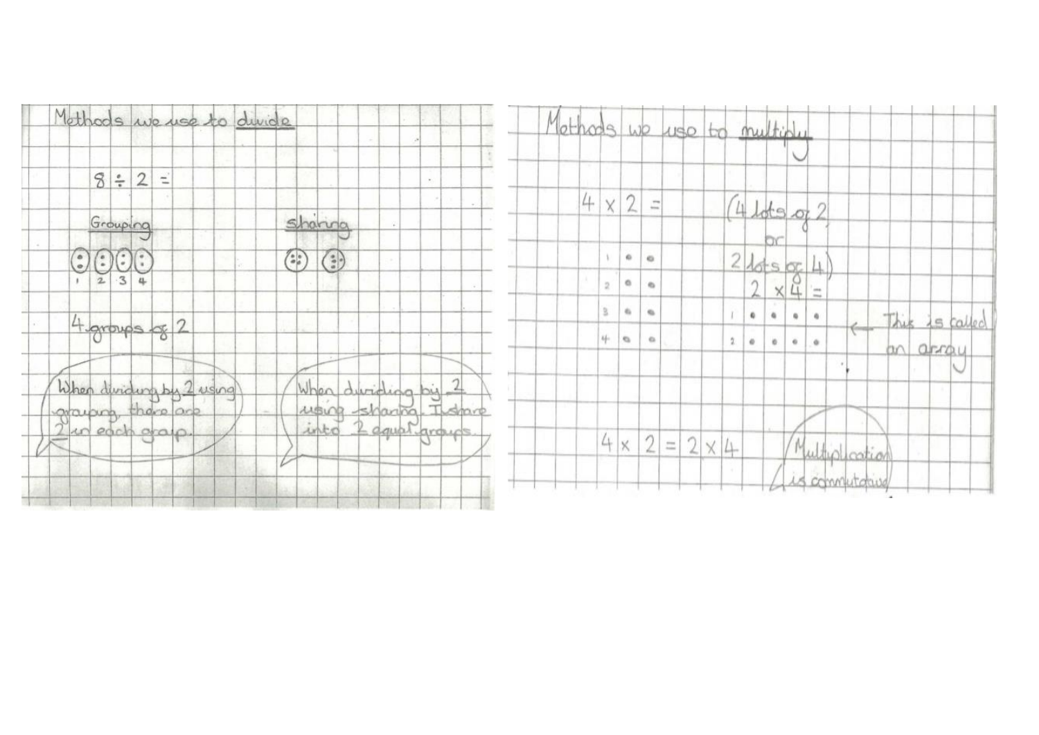## Methods we use to divide

$8 \div 2 =$

**Grouping**

1 2 3 4

4 groups of 2

When dividing by 2 using grouping, there are 2 in each group.

**sharing**

When dividing by 2 using sharing. I share into 2 equal groups.

## Methods we use to multiply

$4 \times 2 =$

(4 lots of 2 or 2 lots of 4)

$2 \times 4 =$

1
2
3
4

1
2

← This is called an array

$4 \times 2 = 2 \times 4$

Multiplication is commutative